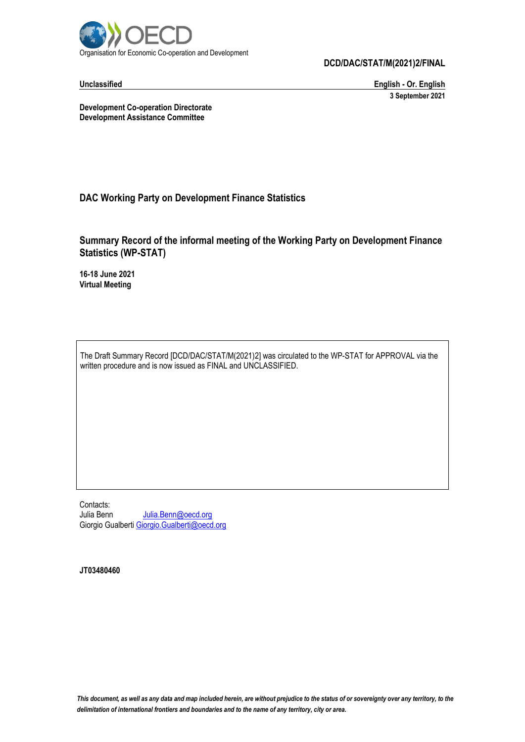Organisation for Economic Co-operation and Development

**DCD/DAC/STAT/M(2021)2/FINAL**

**Unclassified** **English - Or. English**

**3 September 2021**

**Development Co-operation Directorate**
**Development Assistance Committee**

## DAC Working Party on Development Finance Statistics

## Summary Record of the informal meeting of the Working Party on Development Finance Statistics (WP-STAT)

**16-18 June 2021**
**Virtual Meeting**

The Draft Summary Record [DCD/DAC/STAT/M(2021)2] was circulated to the WP-STAT for APPROVAL via the written procedure and is now issued as FINAL and UNCLASSIFIED.

Contacts:
Julia Benn Julia.Benn@oecd.org
Giorgio Gualberti Giorgio.Gualberti@oecd.org

**JT03480460**

*This document, as well as any data and map included herein, are without prejudice to the status of or sovereignty over any territory, to the delimitation of international frontiers and boundaries and to the name of any territory, city or area.*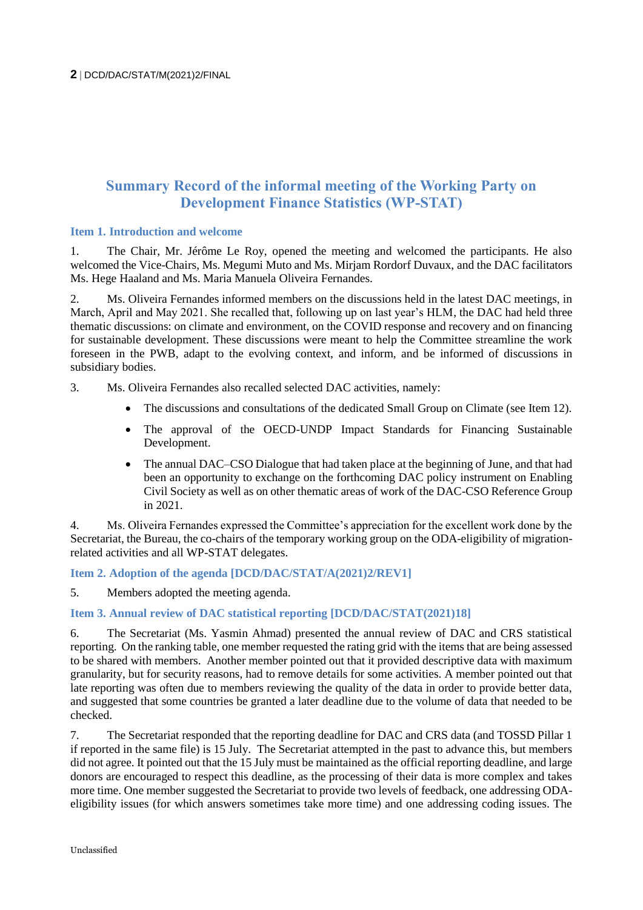# Summary Record of the informal meeting of the Working Party on Development Finance Statistics (WP-STAT)

## Item 1. Introduction and welcome

1. The Chair, Mr. Jérôme Le Roy, opened the meeting and welcomed the participants. He also welcomed the Vice-Chairs, Ms. Megumi Muto and Ms. Mirjam Rordorf Duvaux, and the DAC facilitators Ms. Hege Haaland and Ms. Maria Manuela Oliveira Fernandes.

2. Ms. Oliveira Fernandes informed members on the discussions held in the latest DAC meetings, in March, April and May 2021. She recalled that, following up on last year's HLM, the DAC had held three thematic discussions: on climate and environment, on the COVID response and recovery and on financing for sustainable development. These discussions were meant to help the Committee streamline the work foreseen in the PWB, adapt to the evolving context, and inform, and be informed of discussions in subsidiary bodies.

3. Ms. Oliveira Fernandes also recalled selected DAC activities, namely:

- The discussions and consultations of the dedicated Small Group on Climate (see Item 12).
- The approval of the OECD-UNDP Impact Standards for Financing Sustainable Development.
- The annual DAC–CSO Dialogue that had taken place at the beginning of June, and that had been an opportunity to exchange on the forthcoming DAC policy instrument on Enabling Civil Society as well as on other thematic areas of work of the DAC-CSO Reference Group in 2021.

4. Ms. Oliveira Fernandes expressed the Committee's appreciation for the excellent work done by the Secretariat, the Bureau, the co-chairs of the temporary working group on the ODA-eligibility of migration-related activities and all WP-STAT delegates.

## Item 2. Adoption of the agenda [DCD/DAC/STAT/A(2021)2/REV1]

5. Members adopted the meeting agenda.

## Item 3. Annual review of DAC statistical reporting [DCD/DAC/STAT(2021)18]

6. The Secretariat (Ms. Yasmin Ahmad) presented the annual review of DAC and CRS statistical reporting. On the ranking table, one member requested the rating grid with the items that are being assessed to be shared with members. Another member pointed out that it provided descriptive data with maximum granularity, but for security reasons, had to remove details for some activities. A member pointed out that late reporting was often due to members reviewing the quality of the data in order to provide better data, and suggested that some countries be granted a later deadline due to the volume of data that needed to be checked.

7. The Secretariat responded that the reporting deadline for DAC and CRS data (and TOSSD Pillar 1 if reported in the same file) is 15 July. The Secretariat attempted in the past to advance this, but members did not agree. It pointed out that the 15 July must be maintained as the official reporting deadline, and large donors are encouraged to respect this deadline, as the processing of their data is more complex and takes more time. One member suggested the Secretariat to provide two levels of feedback, one addressing ODA-eligibility issues (for which answers sometimes take more time) and one addressing coding issues. The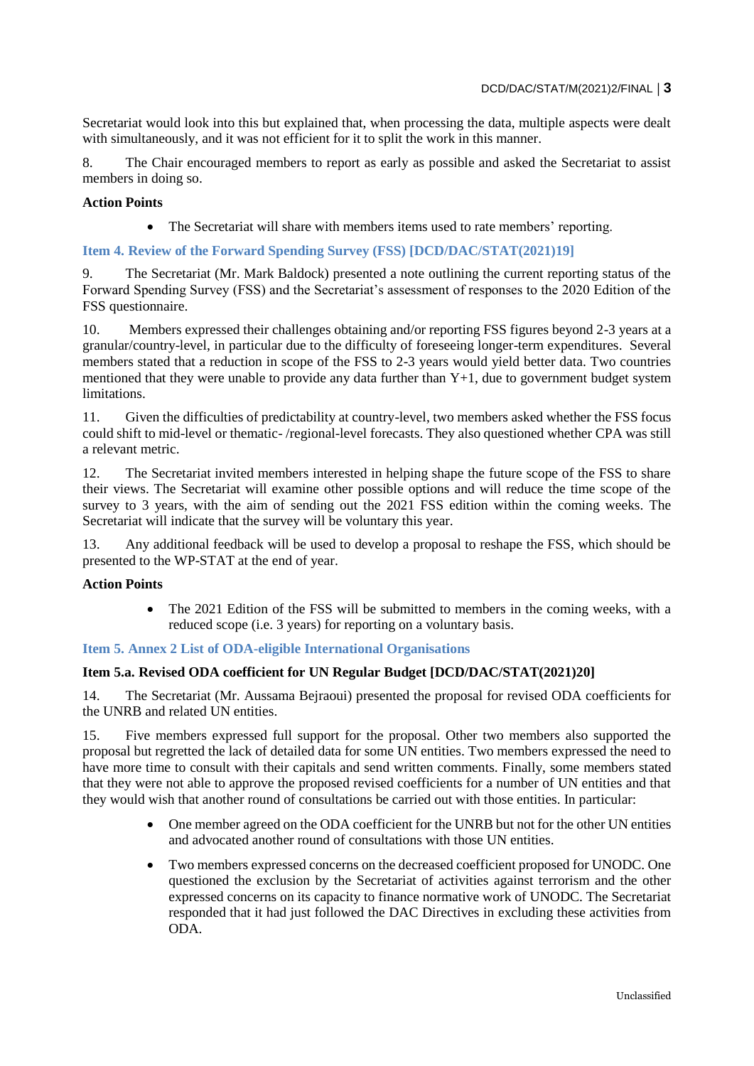Secretariat would look into this but explained that, when processing the data, multiple aspects were dealt with simultaneously, and it was not efficient for it to split the work in this manner.

8. The Chair encouraged members to report as early as possible and asked the Secretariat to assist members in doing so.

**Action Points**

- The Secretariat will share with members items used to rate members' reporting.

## Item 4. Review of the Forward Spending Survey (FSS) [DCD/DAC/STAT(2021)19]

9. The Secretariat (Mr. Mark Baldock) presented a note outlining the current reporting status of the Forward Spending Survey (FSS) and the Secretariat's assessment of responses to the 2020 Edition of the FSS questionnaire.

10. Members expressed their challenges obtaining and/or reporting FSS figures beyond 2-3 years at a granular/country-level, in particular due to the difficulty of foreseeing longer-term expenditures. Several members stated that a reduction in scope of the FSS to 2-3 years would yield better data. Two countries mentioned that they were unable to provide any data further than Y+1, due to government budget system limitations.

11. Given the difficulties of predictability at country-level, two members asked whether the FSS focus could shift to mid-level or thematic- /regional-level forecasts. They also questioned whether CPA was still a relevant metric.

12. The Secretariat invited members interested in helping shape the future scope of the FSS to share their views. The Secretariat will examine other possible options and will reduce the time scope of the survey to 3 years, with the aim of sending out the 2021 FSS edition within the coming weeks. The Secretariat will indicate that the survey will be voluntary this year.

13. Any additional feedback will be used to develop a proposal to reshape the FSS, which should be presented to the WP-STAT at the end of year.

**Action Points**

- The 2021 Edition of the FSS will be submitted to members in the coming weeks, with a reduced scope (i.e. 3 years) for reporting on a voluntary basis.

## Item 5. Annex 2 List of ODA-eligible International Organisations

### Item 5.a. Revised ODA coefficient for UN Regular Budget [DCD/DAC/STAT(2021)20]

14. The Secretariat (Mr. Aussama Bejraoui) presented the proposal for revised ODA coefficients for the UNRB and related UN entities.

15. Five members expressed full support for the proposal. Other two members also supported the proposal but regretted the lack of detailed data for some UN entities. Two members expressed the need to have more time to consult with their capitals and send written comments. Finally, some members stated that they were not able to approve the proposed revised coefficients for a number of UN entities and that they would wish that another round of consultations be carried out with those entities. In particular:

- One member agreed on the ODA coefficient for the UNRB but not for the other UN entities and advocated another round of consultations with those UN entities.
- Two members expressed concerns on the decreased coefficient proposed for UNODC. One questioned the exclusion by the Secretariat of activities against terrorism and the other expressed concerns on its capacity to finance normative work of UNODC. The Secretariat responded that it had just followed the DAC Directives in excluding these activities from ODA.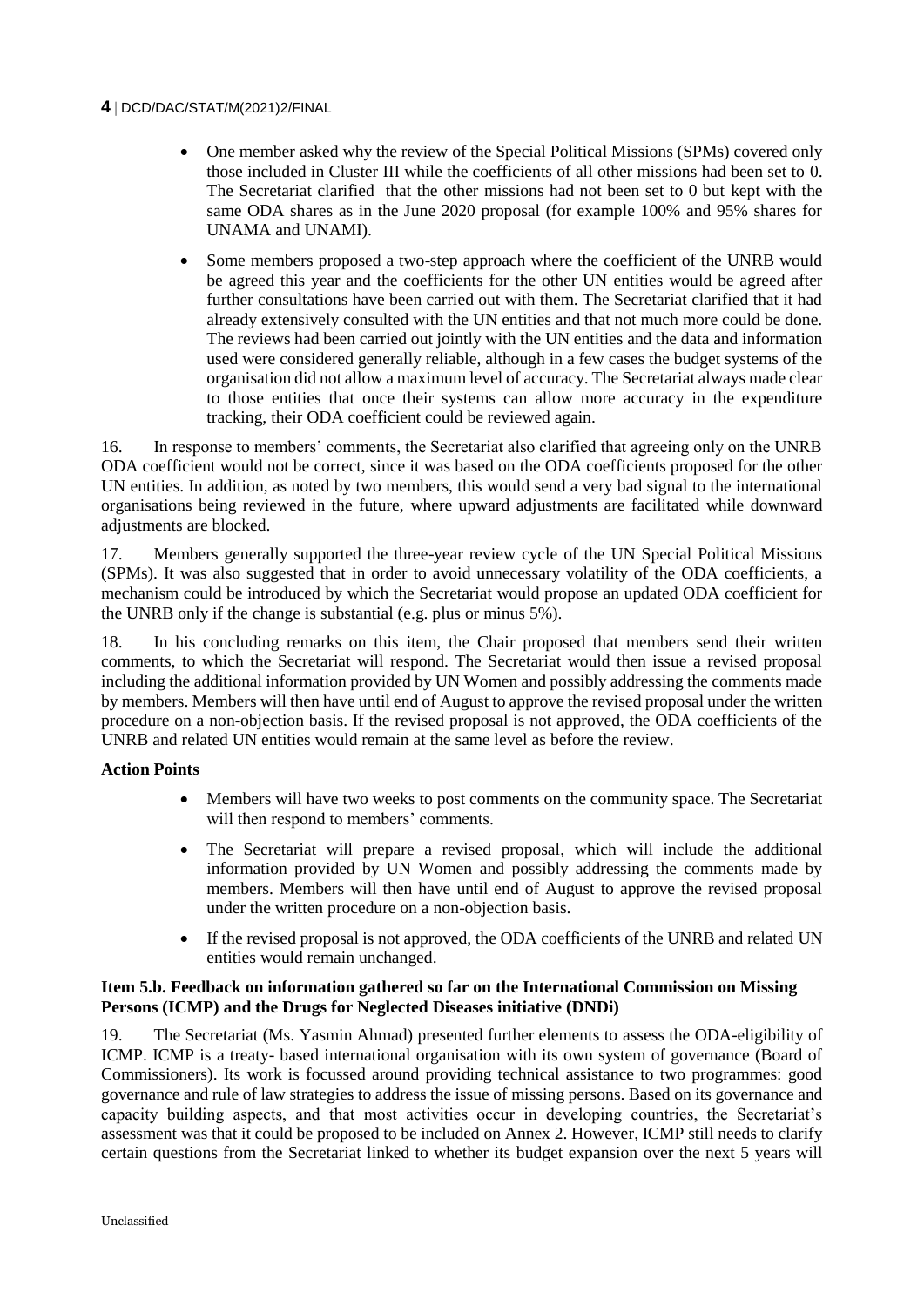- One member asked why the review of the Special Political Missions (SPMs) covered only those included in Cluster III while the coefficients of all other missions had been set to 0. The Secretariat clarified that the other missions had not been set to 0 but kept with the same ODA shares as in the June 2020 proposal (for example 100% and 95% shares for UNAMA and UNAMI).
- Some members proposed a two-step approach where the coefficient of the UNRB would be agreed this year and the coefficients for the other UN entities would be agreed after further consultations have been carried out with them. The Secretariat clarified that it had already extensively consulted with the UN entities and that not much more could be done. The reviews had been carried out jointly with the UN entities and the data and information used were considered generally reliable, although in a few cases the budget systems of the organisation did not allow a maximum level of accuracy. The Secretariat always made clear to those entities that once their systems can allow more accuracy in the expenditure tracking, their ODA coefficient could be reviewed again.

16. In response to members' comments, the Secretariat also clarified that agreeing only on the UNRB ODA coefficient would not be correct, since it was based on the ODA coefficients proposed for the other UN entities. In addition, as noted by two members, this would send a very bad signal to the international organisations being reviewed in the future, where upward adjustments are facilitated while downward adjustments are blocked.

17. Members generally supported the three-year review cycle of the UN Special Political Missions (SPMs). It was also suggested that in order to avoid unnecessary volatility of the ODA coefficients, a mechanism could be introduced by which the Secretariat would propose an updated ODA coefficient for the UNRB only if the change is substantial (e.g. plus or minus 5%).

18. In his concluding remarks on this item, the Chair proposed that members send their written comments, to which the Secretariat will respond. The Secretariat would then issue a revised proposal including the additional information provided by UN Women and possibly addressing the comments made by members. Members will then have until end of August to approve the revised proposal under the written procedure on a non-objection basis. If the revised proposal is not approved, the ODA coefficients of the UNRB and related UN entities would remain at the same level as before the review.

**Action Points**

- Members will have two weeks to post comments on the community space. The Secretariat will then respond to members' comments.
- The Secretariat will prepare a revised proposal, which will include the additional information provided by UN Women and possibly addressing the comments made by members. Members will then have until end of August to approve the revised proposal under the written procedure on a non-objection basis.
- If the revised proposal is not approved, the ODA coefficients of the UNRB and related UN entities would remain unchanged.

### Item 5.b. Feedback on information gathered so far on the International Commission on Missing Persons (ICMP) and the Drugs for Neglected Diseases initiative (DNDi)

19. The Secretariat (Ms. Yasmin Ahmad) presented further elements to assess the ODA-eligibility of ICMP. ICMP is a treaty- based international organisation with its own system of governance (Board of Commissioners). Its work is focussed around providing technical assistance to two programmes: good governance and rule of law strategies to address the issue of missing persons. Based on its governance and capacity building aspects, and that most activities occur in developing countries, the Secretariat's assessment was that it could be proposed to be included on Annex 2. However, ICMP still needs to clarify certain questions from the Secretariat linked to whether its budget expansion over the next 5 years will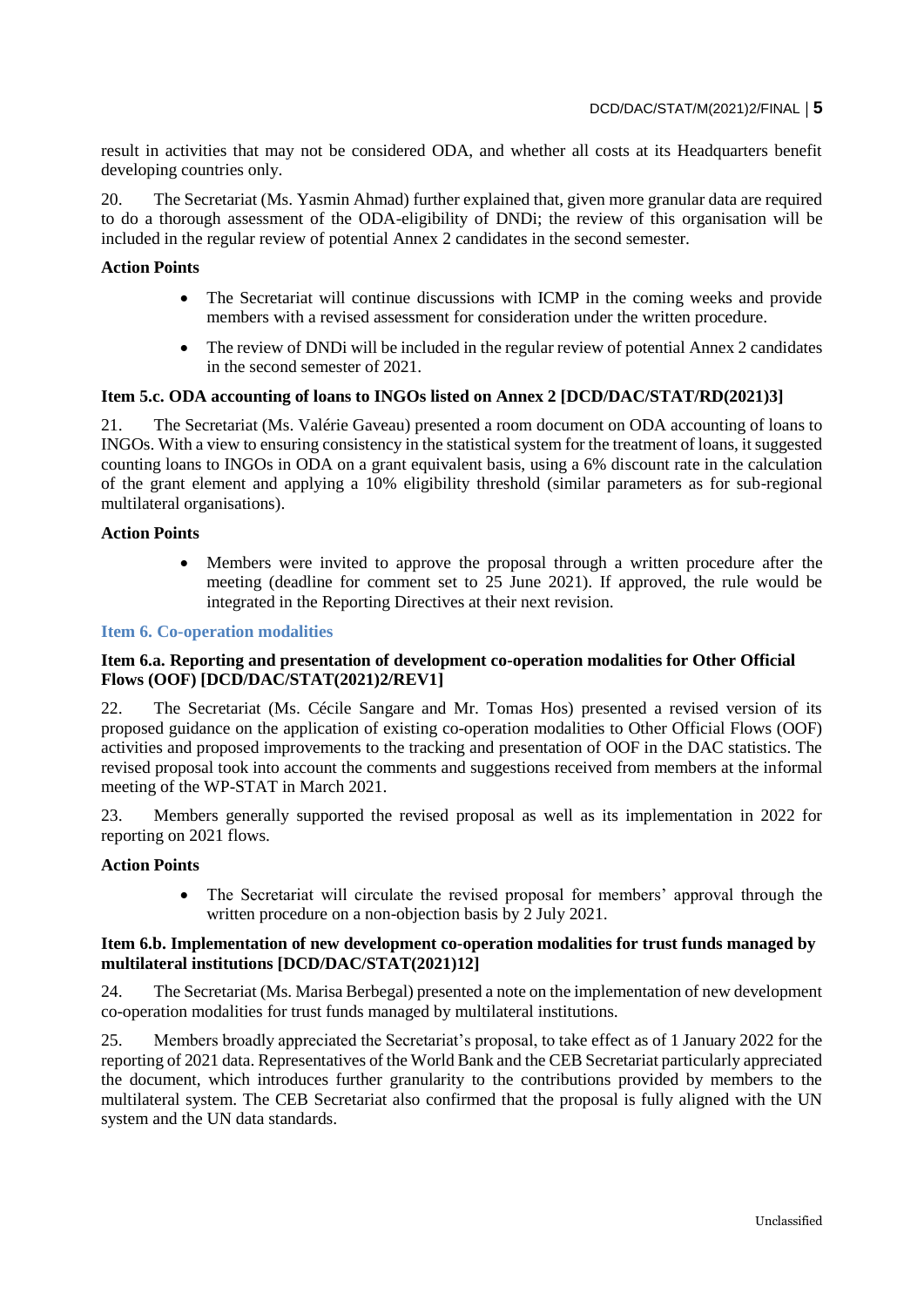result in activities that may not be considered ODA, and whether all costs at its Headquarters benefit developing countries only.

20. The Secretariat (Ms. Yasmin Ahmad) further explained that, given more granular data are required to do a thorough assessment of the ODA-eligibility of DNDi; the review of this organisation will be included in the regular review of potential Annex 2 candidates in the second semester.

**Action Points**

- The Secretariat will continue discussions with ICMP in the coming weeks and provide members with a revised assessment for consideration under the written procedure.
- The review of DNDi will be included in the regular review of potential Annex 2 candidates in the second semester of 2021.

### Item 5.c. ODA accounting of loans to INGOs listed on Annex 2 [DCD/DAC/STAT/RD(2021)3]

21. The Secretariat (Ms. Valérie Gaveau) presented a room document on ODA accounting of loans to INGOs. With a view to ensuring consistency in the statistical system for the treatment of loans, it suggested counting loans to INGOs in ODA on a grant equivalent basis, using a 6% discount rate in the calculation of the grant element and applying a 10% eligibility threshold (similar parameters as for sub-regional multilateral organisations).

**Action Points**

- Members were invited to approve the proposal through a written procedure after the meeting (deadline for comment set to 25 June 2021). If approved, the rule would be integrated in the Reporting Directives at their next revision.

## Item 6. Co-operation modalities

### Item 6.a. Reporting and presentation of development co-operation modalities for Other Official Flows (OOF) [DCD/DAC/STAT(2021)2/REV1]

22. The Secretariat (Ms. Cécile Sangare and Mr. Tomas Hos) presented a revised version of its proposed guidance on the application of existing co-operation modalities to Other Official Flows (OOF) activities and proposed improvements to the tracking and presentation of OOF in the DAC statistics. The revised proposal took into account the comments and suggestions received from members at the informal meeting of the WP-STAT in March 2021.

23. Members generally supported the revised proposal as well as its implementation in 2022 for reporting on 2021 flows.

**Action Points**

- The Secretariat will circulate the revised proposal for members' approval through the written procedure on a non-objection basis by 2 July 2021.

### Item 6.b. Implementation of new development co-operation modalities for trust funds managed by multilateral institutions [DCD/DAC/STAT(2021)12]

24. The Secretariat (Ms. Marisa Berbegal) presented a note on the implementation of new development co-operation modalities for trust funds managed by multilateral institutions.

25. Members broadly appreciated the Secretariat's proposal, to take effect as of 1 January 2022 for the reporting of 2021 data. Representatives of the World Bank and the CEB Secretariat particularly appreciated the document, which introduces further granularity to the contributions provided by members to the multilateral system. The CEB Secretariat also confirmed that the proposal is fully aligned with the UN system and the UN data standards.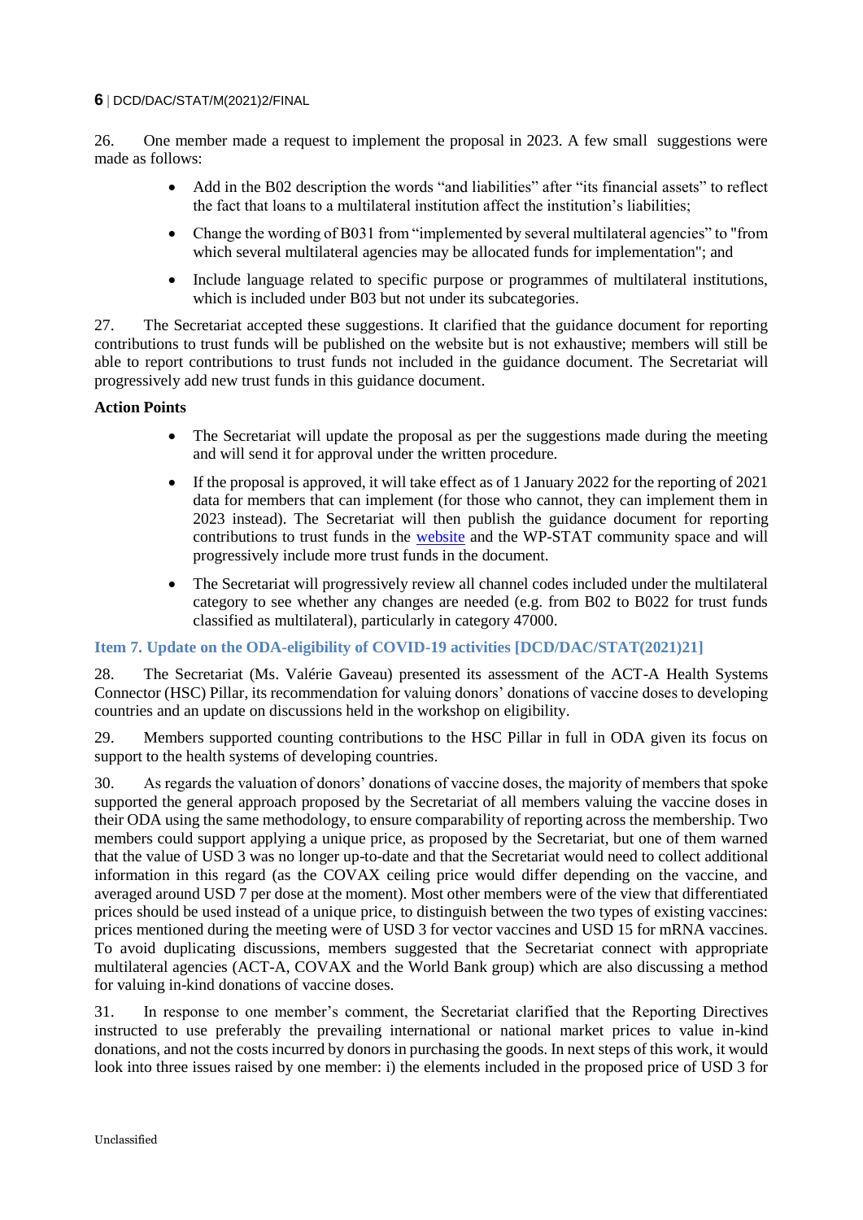26. One member made a request to implement the proposal in 2023. A few small suggestions were made as follows:

- Add in the B02 description the words "and liabilities" after "its financial assets" to reflect the fact that loans to a multilateral institution affect the institution's liabilities;
- Change the wording of B031 from "implemented by several multilateral agencies" to "from which several multilateral agencies may be allocated funds for implementation"; and
- Include language related to specific purpose or programmes of multilateral institutions, which is included under B03 but not under its subcategories.

27. The Secretariat accepted these suggestions. It clarified that the guidance document for reporting contributions to trust funds will be published on the website but is not exhaustive; members will still be able to report contributions to trust funds not included in the guidance document. The Secretariat will progressively add new trust funds in this guidance document.

**Action Points**

- The Secretariat will update the proposal as per the suggestions made during the meeting and will send it for approval under the written procedure.
- If the proposal is approved, it will take effect as of 1 January 2022 for the reporting of 2021 data for members that can implement (for those who cannot, they can implement them in 2023 instead). The Secretariat will then publish the guidance document for reporting contributions to trust funds in the website and the WP-STAT community space and will progressively include more trust funds in the document.
- The Secretariat will progressively review all channel codes included under the multilateral category to see whether any changes are needed (e.g. from B02 to B022 for trust funds classified as multilateral), particularly in category 47000.

### Item 7. Update on the ODA-eligibility of COVID-19 activities [DCD/DAC/STAT(2021)21]

28. The Secretariat (Ms. Valérie Gaveau) presented its assessment of the ACT-A Health Systems Connector (HSC) Pillar, its recommendation for valuing donors' donations of vaccine doses to developing countries and an update on discussions held in the workshop on eligibility.

29. Members supported counting contributions to the HSC Pillar in full in ODA given its focus on support to the health systems of developing countries.

30. As regards the valuation of donors' donations of vaccine doses, the majority of members that spoke supported the general approach proposed by the Secretariat of all members valuing the vaccine doses in their ODA using the same methodology, to ensure comparability of reporting across the membership. Two members could support applying a unique price, as proposed by the Secretariat, but one of them warned that the value of USD 3 was no longer up-to-date and that the Secretariat would need to collect additional information in this regard (as the COVAX ceiling price would differ depending on the vaccine, and averaged around USD 7 per dose at the moment). Most other members were of the view that differentiated prices should be used instead of a unique price, to distinguish between the two types of existing vaccines: prices mentioned during the meeting were of USD 3 for vector vaccines and USD 15 for mRNA vaccines. To avoid duplicating discussions, members suggested that the Secretariat connect with appropriate multilateral agencies (ACT-A, COVAX and the World Bank group) which are also discussing a method for valuing in-kind donations of vaccine doses.

31. In response to one member's comment, the Secretariat clarified that the Reporting Directives instructed to use preferably the prevailing international or national market prices to value in-kind donations, and not the costs incurred by donors in purchasing the goods. In next steps of this work, it would look into three issues raised by one member: i) the elements included in the proposed price of USD 3 for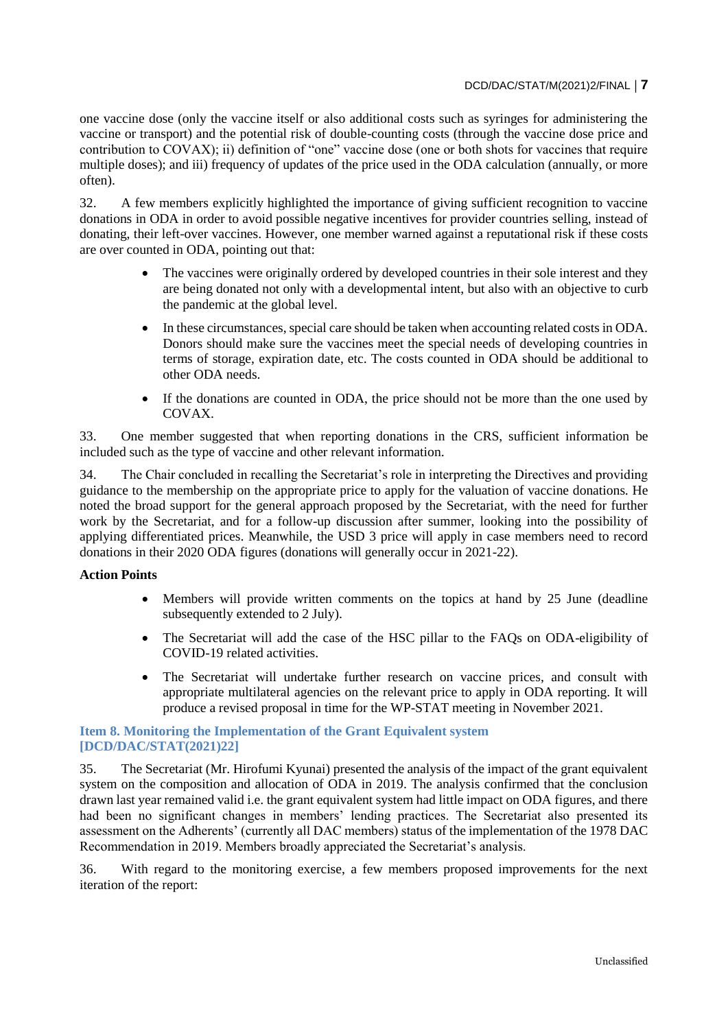one vaccine dose (only the vaccine itself or also additional costs such as syringes for administering the vaccine or transport) and the potential risk of double-counting costs (through the vaccine dose price and contribution to COVAX); ii) definition of "one" vaccine dose (one or both shots for vaccines that require multiple doses); and iii) frequency of updates of the price used in the ODA calculation (annually, or more often).

32. A few members explicitly highlighted the importance of giving sufficient recognition to vaccine donations in ODA in order to avoid possible negative incentives for provider countries selling, instead of donating, their left-over vaccines. However, one member warned against a reputational risk if these costs are over counted in ODA, pointing out that:

- The vaccines were originally ordered by developed countries in their sole interest and they are being donated not only with a developmental intent, but also with an objective to curb the pandemic at the global level.
- In these circumstances, special care should be taken when accounting related costs in ODA. Donors should make sure the vaccines meet the special needs of developing countries in terms of storage, expiration date, etc. The costs counted in ODA should be additional to other ODA needs.
- If the donations are counted in ODA, the price should not be more than the one used by COVAX.

33. One member suggested that when reporting donations in the CRS, sufficient information be included such as the type of vaccine and other relevant information.

34. The Chair concluded in recalling the Secretariat's role in interpreting the Directives and providing guidance to the membership on the appropriate price to apply for the valuation of vaccine donations. He noted the broad support for the general approach proposed by the Secretariat, with the need for further work by the Secretariat, and for a follow-up discussion after summer, looking into the possibility of applying differentiated prices. Meanwhile, the USD 3 price will apply in case members need to record donations in their 2020 ODA figures (donations will generally occur in 2021-22).

**Action Points**

- Members will provide written comments on the topics at hand by 25 June (deadline subsequently extended to 2 July).
- The Secretariat will add the case of the HSC pillar to the FAQs on ODA-eligibility of COVID-19 related activities.
- The Secretariat will undertake further research on vaccine prices, and consult with appropriate multilateral agencies on the relevant price to apply in ODA reporting. It will produce a revised proposal in time for the WP-STAT meeting in November 2021.

### Item 8. Monitoring the Implementation of the Grant Equivalent system [DCD/DAC/STAT(2021)22]

35. The Secretariat (Mr. Hirofumi Kyunai) presented the analysis of the impact of the grant equivalent system on the composition and allocation of ODA in 2019. The analysis confirmed that the conclusion drawn last year remained valid i.e. the grant equivalent system had little impact on ODA figures, and there had been no significant changes in members' lending practices. The Secretariat also presented its assessment on the Adherents' (currently all DAC members) status of the implementation of the 1978 DAC Recommendation in 2019. Members broadly appreciated the Secretariat's analysis.

36. With regard to the monitoring exercise, a few members proposed improvements for the next iteration of the report: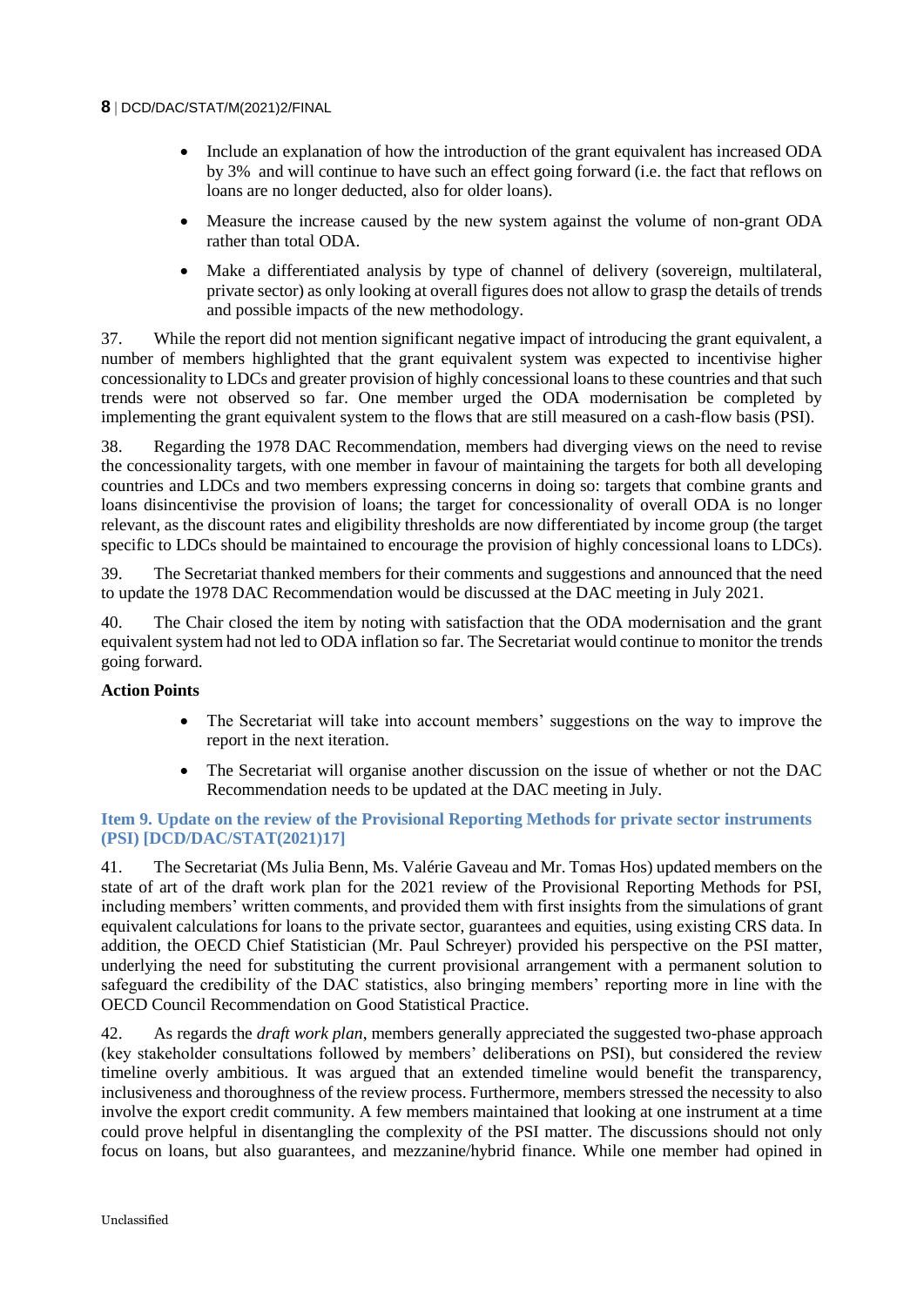- Include an explanation of how the introduction of the grant equivalent has increased ODA by 3%  and will continue to have such an effect going forward (i.e. the fact that reflows on loans are no longer deducted, also for older loans).
- Measure the increase caused by the new system against the volume of non-grant ODA rather than total ODA.
- Make a differentiated analysis by type of channel of delivery (sovereign, multilateral, private sector) as only looking at overall figures does not allow to grasp the details of trends and possible impacts of the new methodology.

37. While the report did not mention significant negative impact of introducing the grant equivalent, a number of members highlighted that the grant equivalent system was expected to incentivise higher concessionality to LDCs and greater provision of highly concessional loans to these countries and that such trends were not observed so far. One member urged the ODA modernisation be completed by implementing the grant equivalent system to the flows that are still measured on a cash-flow basis (PSI).

38. Regarding the 1978 DAC Recommendation, members had diverging views on the need to revise the concessionality targets, with one member in favour of maintaining the targets for both all developing countries and LDCs and two members expressing concerns in doing so: targets that combine grants and loans disincentivise the provision of loans; the target for concessionality of overall ODA is no longer relevant, as the discount rates and eligibility thresholds are now differentiated by income group (the target specific to LDCs should be maintained to encourage the provision of highly concessional loans to LDCs).

39. The Secretariat thanked members for their comments and suggestions and announced that the need to update the 1978 DAC Recommendation would be discussed at the DAC meeting in July 2021.

40. The Chair closed the item by noting with satisfaction that the ODA modernisation and the grant equivalent system had not led to ODA inflation so far. The Secretariat would continue to monitor the trends going forward.

**Action Points**

- The Secretariat will take into account members' suggestions on the way to improve the report in the next iteration.
- The Secretariat will organise another discussion on the issue of whether or not the DAC Recommendation needs to be updated at the DAC meeting in July.

### Item 9. Update on the review of the Provisional Reporting Methods for private sector instruments (PSI) [DCD/DAC/STAT(2021)17]

41. The Secretariat (Ms Julia Benn, Ms. Valérie Gaveau and Mr. Tomas Hos) updated members on the state of art of the draft work plan for the 2021 review of the Provisional Reporting Methods for PSI, including members' written comments, and provided them with first insights from the simulations of grant equivalent calculations for loans to the private sector, guarantees and equities, using existing CRS data. In addition, the OECD Chief Statistician (Mr. Paul Schreyer) provided his perspective on the PSI matter, underlying the need for substituting the current provisional arrangement with a permanent solution to safeguard the credibility of the DAC statistics, also bringing members' reporting more in line with the OECD Council Recommendation on Good Statistical Practice.

42. As regards the *draft work plan*, members generally appreciated the suggested two-phase approach (key stakeholder consultations followed by members' deliberations on PSI), but considered the review timeline overly ambitious. It was argued that an extended timeline would benefit the transparency, inclusiveness and thoroughness of the review process. Furthermore, members stressed the necessity to also involve the export credit community. A few members maintained that looking at one instrument at a time could prove helpful in disentangling the complexity of the PSI matter. The discussions should not only focus on loans, but also guarantees, and mezzanine/hybrid finance. While one member had opined in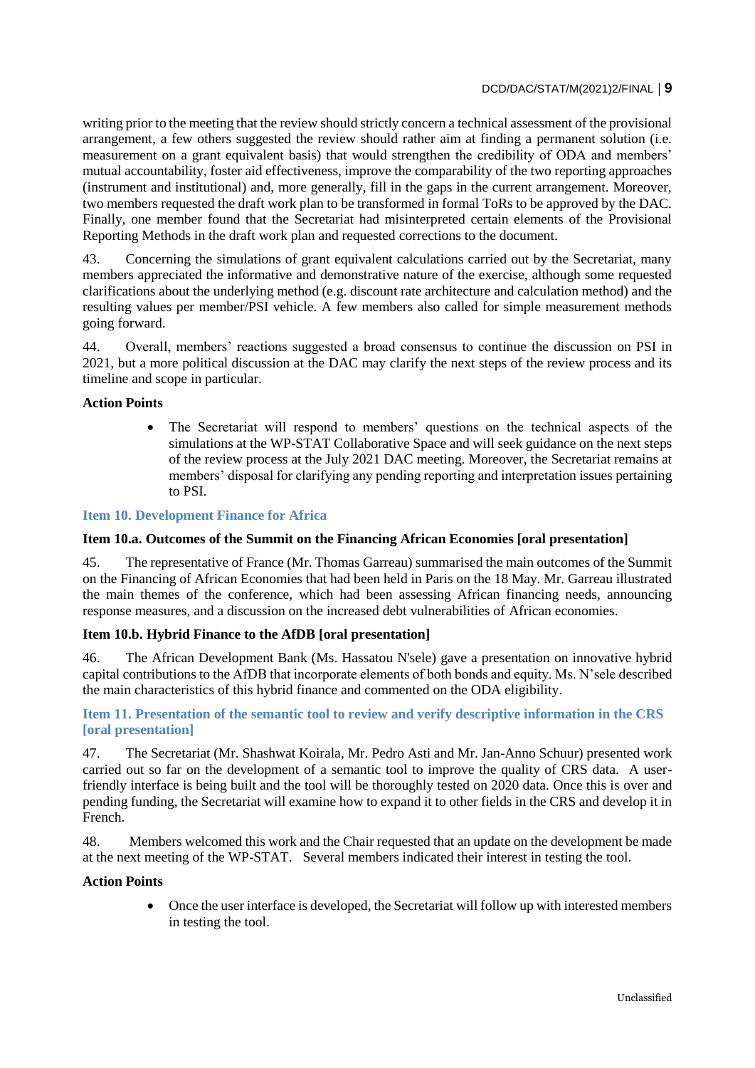writing prior to the meeting that the review should strictly concern a technical assessment of the provisional arrangement, a few others suggested the review should rather aim at finding a permanent solution (i.e. measurement on a grant equivalent basis) that would strengthen the credibility of ODA and members' mutual accountability, foster aid effectiveness, improve the comparability of the two reporting approaches (instrument and institutional) and, more generally, fill in the gaps in the current arrangement. Moreover, two members requested the draft work plan to be transformed in formal ToRs to be approved by the DAC. Finally, one member found that the Secretariat had misinterpreted certain elements of the Provisional Reporting Methods in the draft work plan and requested corrections to the document.

43. Concerning the simulations of grant equivalent calculations carried out by the Secretariat, many members appreciated the informative and demonstrative nature of the exercise, although some requested clarifications about the underlying method (e.g. discount rate architecture and calculation method) and the resulting values per member/PSI vehicle. A few members also called for simple measurement methods going forward.

44. Overall, members' reactions suggested a broad consensus to continue the discussion on PSI in 2021, but a more political discussion at the DAC may clarify the next steps of the review process and its timeline and scope in particular.

**Action Points**

- The Secretariat will respond to members' questions on the technical aspects of the simulations at the WP-STAT Collaborative Space and will seek guidance on the next steps of the review process at the July 2021 DAC meeting. Moreover, the Secretariat remains at members' disposal for clarifying any pending reporting and interpretation issues pertaining to PSI.

## Item 10. Development Finance for Africa

### Item 10.a. Outcomes of the Summit on the Financing African Economies [oral presentation]

45. The representative of France (Mr. Thomas Garreau) summarised the main outcomes of the Summit on the Financing of African Economies that had been held in Paris on the 18 May. Mr. Garreau illustrated the main themes of the conference, which had been assessing African financing needs, announcing response measures, and a discussion on the increased debt vulnerabilities of African economies.

### Item 10.b. Hybrid Finance to the AfDB [oral presentation]

46. The African Development Bank (Ms. Hassatou N'sele) gave a presentation on innovative hybrid capital contributions to the AfDB that incorporate elements of both bonds and equity. Ms. N'sele described the main characteristics of this hybrid finance and commented on the ODA eligibility.

## Item 11. Presentation of the semantic tool to review and verify descriptive information in the CRS [oral presentation]

47. The Secretariat (Mr. Shashwat Koirala, Mr. Pedro Asti and Mr. Jan-Anno Schuur) presented work carried out so far on the development of a semantic tool to improve the quality of CRS data. A user-friendly interface is being built and the tool will be thoroughly tested on 2020 data. Once this is over and pending funding, the Secretariat will examine how to expand it to other fields in the CRS and develop it in French.

48. Members welcomed this work and the Chair requested that an update on the development be made at the next meeting of the WP-STAT. Several members indicated their interest in testing the tool.

**Action Points**

- Once the user interface is developed, the Secretariat will follow up with interested members in testing the tool.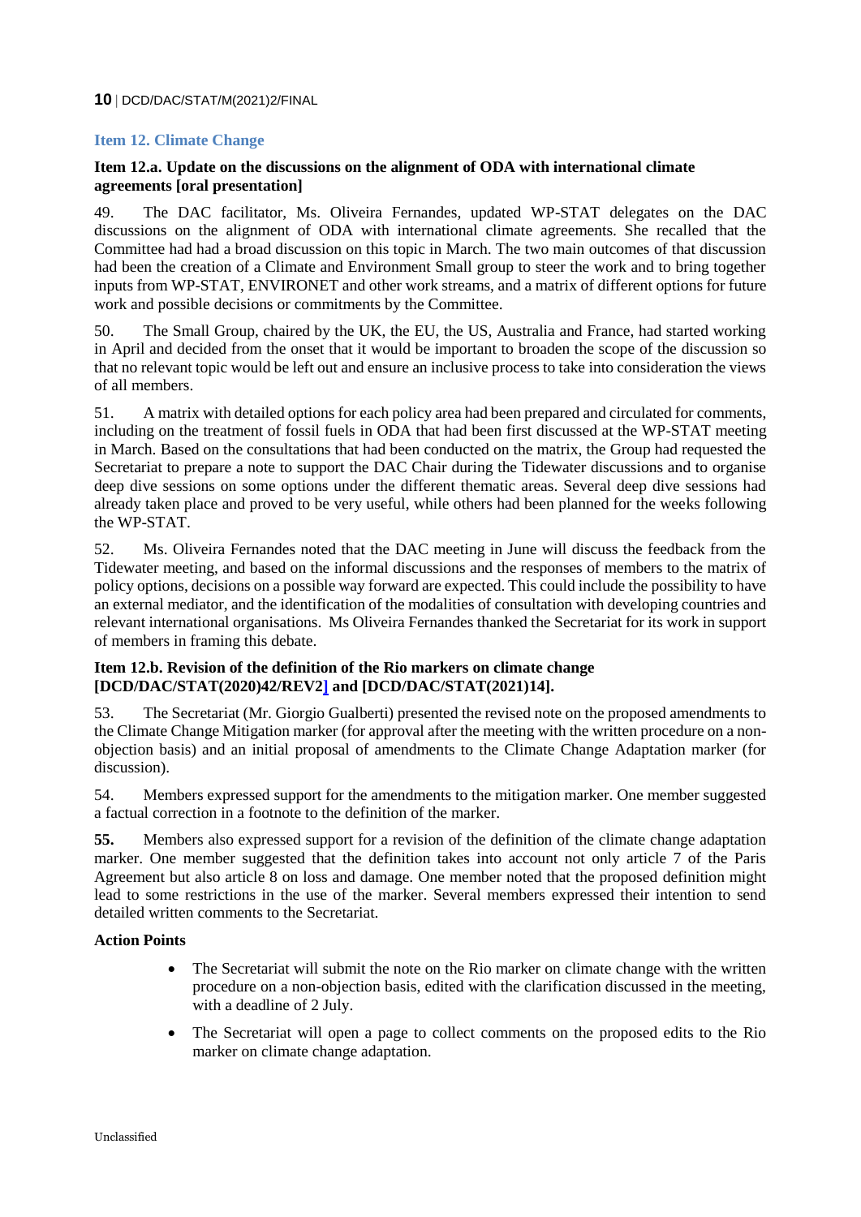## Item 12. Climate Change

### Item 12.a. Update on the discussions on the alignment of ODA with international climate agreements [oral presentation]

49. The DAC facilitator, Ms. Oliveira Fernandes, updated WP-STAT delegates on the DAC discussions on the alignment of ODA with international climate agreements. She recalled that the Committee had had a broad discussion on this topic in March. The two main outcomes of that discussion had been the creation of a Climate and Environment Small group to steer the work and to bring together inputs from WP-STAT, ENVIRONET and other work streams, and a matrix of different options for future work and possible decisions or commitments by the Committee.

50. The Small Group, chaired by the UK, the EU, the US, Australia and France, had started working in April and decided from the onset that it would be important to broaden the scope of the discussion so that no relevant topic would be left out and ensure an inclusive process to take into consideration the views of all members.

51. A matrix with detailed options for each policy area had been prepared and circulated for comments, including on the treatment of fossil fuels in ODA that had been first discussed at the WP-STAT meeting in March. Based on the consultations that had been conducted on the matrix, the Group had requested the Secretariat to prepare a note to support the DAC Chair during the Tidewater discussions and to organise deep dive sessions on some options under the different thematic areas. Several deep dive sessions had already taken place and proved to be very useful, while others had been planned for the weeks following the WP-STAT.

52. Ms. Oliveira Fernandes noted that the DAC meeting in June will discuss the feedback from the Tidewater meeting, and based on the informal discussions and the responses of members to the matrix of policy options, decisions on a possible way forward are expected. This could include the possibility to have an external mediator, and the identification of the modalities of consultation with developing countries and relevant international organisations. Ms Oliveira Fernandes thanked the Secretariat for its work in support of members in framing this debate.

### Item 12.b. Revision of the definition of the Rio markers on climate change [DCD/DAC/STAT(2020)42/REV2] and [DCD/DAC/STAT(2021)14].

53. The Secretariat (Mr. Giorgio Gualberti) presented the revised note on the proposed amendments to the Climate Change Mitigation marker (for approval after the meeting with the written procedure on a non-objection basis) and an initial proposal of amendments to the Climate Change Adaptation marker (for discussion).

54. Members expressed support for the amendments to the mitigation marker. One member suggested a factual correction in a footnote to the definition of the marker.

**55.** Members also expressed support for a revision of the definition of the climate change adaptation marker. One member suggested that the definition takes into account not only article 7 of the Paris Agreement but also article 8 on loss and damage. One member noted that the proposed definition might lead to some restrictions in the use of the marker. Several members expressed their intention to send detailed written comments to the Secretariat.

**Action Points**

- The Secretariat will submit the note on the Rio marker on climate change with the written procedure on a non-objection basis, edited with the clarification discussed in the meeting, with a deadline of 2 July.
- The Secretariat will open a page to collect comments on the proposed edits to the Rio marker on climate change adaptation.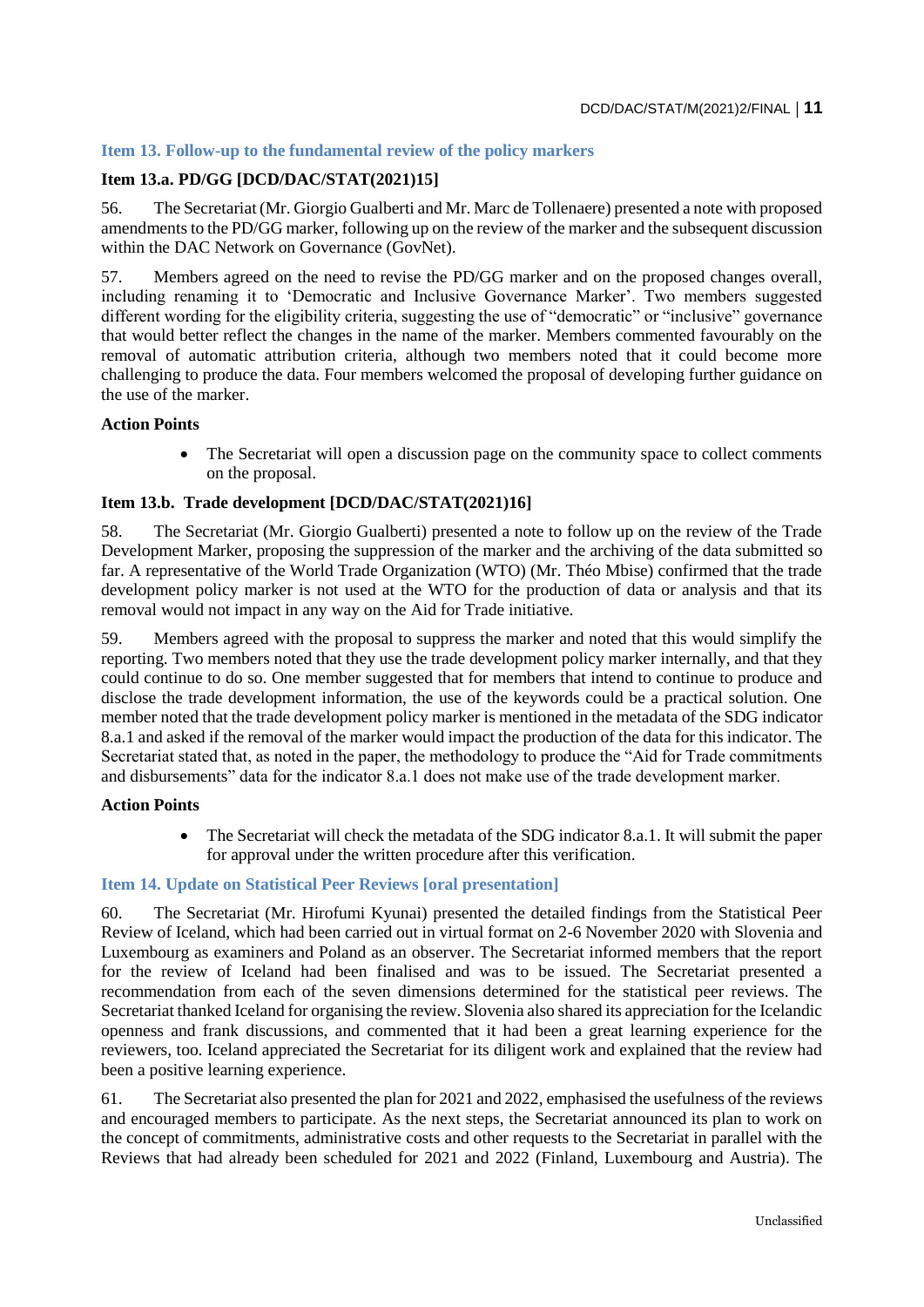### Item 13. Follow-up to the fundamental review of the policy markers

#### Item 13.a. PD/GG [DCD/DAC/STAT(2021)15]

56. The Secretariat (Mr. Giorgio Gualberti and Mr. Marc de Tollenaere) presented a note with proposed amendments to the PD/GG marker, following up on the review of the marker and the subsequent discussion within the DAC Network on Governance (GovNet).

57. Members agreed on the need to revise the PD/GG marker and on the proposed changes overall, including renaming it to 'Democratic and Inclusive Governance Marker'. Two members suggested different wording for the eligibility criteria, suggesting the use of "democratic" or "inclusive" governance that would better reflect the changes in the name of the marker. Members commented favourably on the removal of automatic attribution criteria, although two members noted that it could become more challenging to produce the data. Four members welcomed the proposal of developing further guidance on the use of the marker.

**Action Points**

- The Secretariat will open a discussion page on the community space to collect comments on the proposal.

#### Item 13.b. Trade development [DCD/DAC/STAT(2021)16]

58. The Secretariat (Mr. Giorgio Gualberti) presented a note to follow up on the review of the Trade Development Marker, proposing the suppression of the marker and the archiving of the data submitted so far. A representative of the World Trade Organization (WTO) (Mr. Théo Mbise) confirmed that the trade development policy marker is not used at the WTO for the production of data or analysis and that its removal would not impact in any way on the Aid for Trade initiative.

59. Members agreed with the proposal to suppress the marker and noted that this would simplify the reporting. Two members noted that they use the trade development policy marker internally, and that they could continue to do so. One member suggested that for members that intend to continue to produce and disclose the trade development information, the use of the keywords could be a practical solution. One member noted that the trade development policy marker is mentioned in the metadata of the SDG indicator 8.a.1 and asked if the removal of the marker would impact the production of the data for this indicator. The Secretariat stated that, as noted in the paper, the methodology to produce the "Aid for Trade commitments and disbursements" data for the indicator 8.a.1 does not make use of the trade development marker.

**Action Points**

- The Secretariat will check the metadata of the SDG indicator 8.a.1. It will submit the paper for approval under the written procedure after this verification.

### Item 14. Update on Statistical Peer Reviews [oral presentation]

60. The Secretariat (Mr. Hirofumi Kyunai) presented the detailed findings from the Statistical Peer Review of Iceland, which had been carried out in virtual format on 2-6 November 2020 with Slovenia and Luxembourg as examiners and Poland as an observer. The Secretariat informed members that the report for the review of Iceland had been finalised and was to be issued. The Secretariat presented a recommendation from each of the seven dimensions determined for the statistical peer reviews. The Secretariat thanked Iceland for organising the review. Slovenia also shared its appreciation for the Icelandic openness and frank discussions, and commented that it had been a great learning experience for the reviewers, too. Iceland appreciated the Secretariat for its diligent work and explained that the review had been a positive learning experience.

61. The Secretariat also presented the plan for 2021 and 2022, emphasised the usefulness of the reviews and encouraged members to participate. As the next steps, the Secretariat announced its plan to work on the concept of commitments, administrative costs and other requests to the Secretariat in parallel with the Reviews that had already been scheduled for 2021 and 2022 (Finland, Luxembourg and Austria). The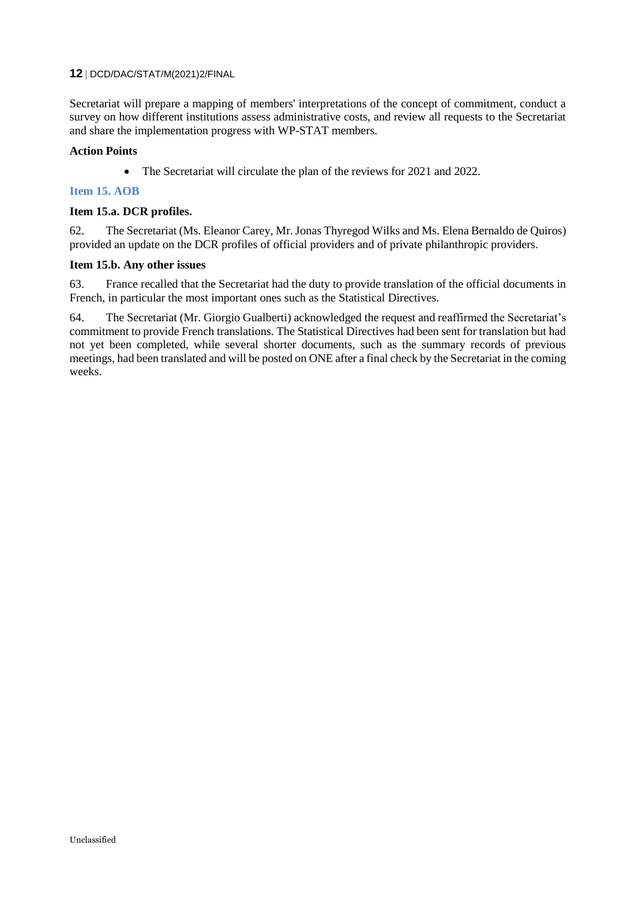Secretariat will prepare a mapping of members' interpretations of the concept of commitment, conduct a survey on how different institutions assess administrative costs, and review all requests to the Secretariat and share the implementation progress with WP-STAT members.

**Action Points**

- The Secretariat will circulate the plan of the reviews for 2021 and 2022.

## Item 15. AOB

### Item 15.a. DCR profiles.

62. The Secretariat (Ms. Eleanor Carey, Mr. Jonas Thyregod Wilks and Ms. Elena Bernaldo de Quiros) provided an update on the DCR profiles of official providers and of private philanthropic providers.

### Item 15.b. Any other issues

63. France recalled that the Secretariat had the duty to provide translation of the official documents in French, in particular the most important ones such as the Statistical Directives.

64. The Secretariat (Mr. Giorgio Gualberti) acknowledged the request and reaffirmed the Secretariat's commitment to provide French translations. The Statistical Directives had been sent for translation but had not yet been completed, while several shorter documents, such as the summary records of previous meetings, had been translated and will be posted on ONE after a final check by the Secretariat in the coming weeks.